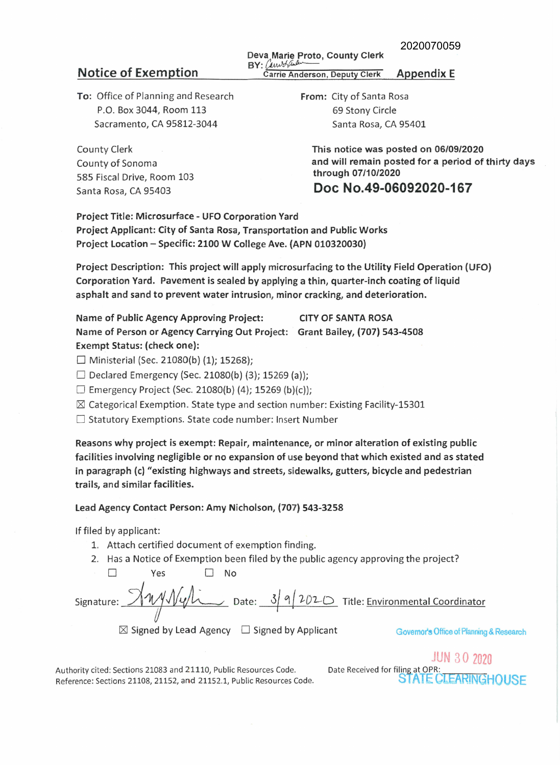2020070059

Deva Marie Proto, County Clerk
BY: Carrie Anderson, Deputy Clerk

## Notice of Exemption

Appendix E

**To:** Office of Planning and Research
P.O. Box 3044, Room 113
Sacramento, CA 95812-3044

**From:** City of Santa Rosa
69 Stony Circle
Santa Rosa, CA 95401

County Clerk
County of Sonoma
585 Fiscal Drive, Room 103
Santa Rosa, CA 95403

**This notice was posted on 06/09/2020 and will remain posted for a period of thirty days through 07/10/2020**

**Doc No.49-06092020-167**

**Project Title: Microsurface - UFO Corporation Yard**
**Project Applicant: City of Santa Rosa, Transportation and Public Works**
**Project Location – Specific: 2100 W College Ave. (APN 010320030)**

**Project Description: This project will apply microsurfacing to the Utility Field Operation (UFO) Corporation Yard. Pavement is sealed by applying a thin, quarter-inch coating of liquid asphalt and sand to prevent water intrusion, minor cracking, and deterioration.**

**Name of Public Agency Approving Project:** CITY OF SANTA ROSA
**Name of Person or Agency Carrying Out Project:** Grant Bailey, (707) 543-4508
**Exempt Status: (check one):**

- ☐ Ministerial (Sec. 21080(b) (1); 15268);
- ☐ Declared Emergency (Sec. 21080(b) (3); 15269 (a));
- ☐ Emergency Project (Sec. 21080(b) (4); 15269 (b)(c));
- ☒ Categorical Exemption. State type and section number: Existing Facility-15301
- ☐ Statutory Exemptions. State code number: Insert Number

**Reasons why project is exempt: Repair, maintenance, or minor alteration of existing public facilities involving negligible or no expansion of use beyond that which existed and as stated in paragraph (c) "existing highways and streets, sidewalks, gutters, bicycle and pedestrian trails, and similar facilities.**

**Lead Agency Contact Person: Amy Nicholson, (707) 543-3258**

If filed by applicant:

1. Attach certified document of exemption finding.
2. Has a Notice of Exemption been filed by the public agency approving the project?
   ☐ Yes ☐ No

Signature: [signature] Date: 3/9/2020 Title: Environmental Coordinator

☒ Signed by Lead Agency ☐ Signed by Applicant

Governor's Office of Planning & Research

JUN 30 2020

STATE CLEARINGHOUSE

Authority cited: Sections 21083 and 21110, Public Resources Code.
Reference: Sections 21108, 21152, and 21152.1, Public Resources Code.

Date Received for filing at OPR: ________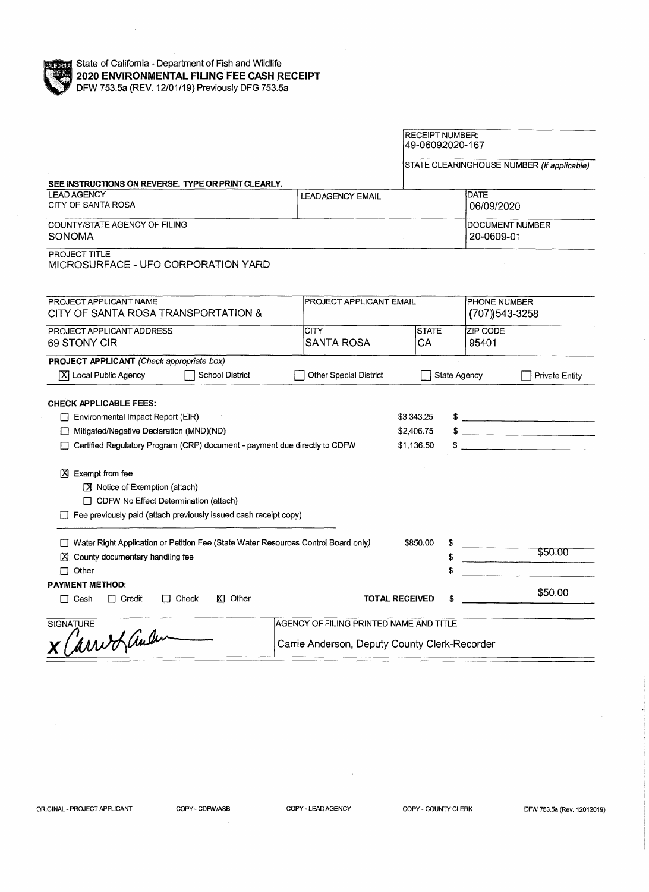State of California - Department of Fish and Wildlife
**2020 ENVIRONMENTAL FILING FEE CASH RECEIPT**
DFW 753.5a (REV. 12/01/19) Previously DFG 753.5a

RECEIPT NUMBER:
49-06092020-167

STATE CLEARINGHOUSE NUMBER *(If applicable)*

**SEE INSTRUCTIONS ON REVERSE. TYPE OR PRINT CLEARLY.**

| LEAD AGENCY | LEAD AGENCY EMAIL | DATE |
|---|---|---|
| CITY OF SANTA ROSA | | 06/09/2020 |

| COUNTY/STATE AGENCY OF FILING | DOCUMENT NUMBER |
|---|---|
| SONOMA | 20-0609-01 |

PROJECT TITLE
MICROSURFACE - UFO CORPORATION YARD

| PROJECT APPLICANT NAME | PROJECT APPLICANT EMAIL | PHONE NUMBER |
|---|---|---|
| CITY OF SANTA ROSA TRANSPORTATION & | | (707)543-3258 |

| PROJECT APPLICANT ADDRESS | CITY | STATE | ZIP CODE |
|---|---|---|---|
| 69 STONY CIR | SANTA ROSA | CA | 95401 |

**PROJECT APPLICANT** *(Check appropriate box)*

- [X] Local Public Agency
- [ ] School District
- [ ] Other Special District
- [ ] State Agency
- [ ] Private Entity

**CHECK APPLICABLE FEES:**

| Fee | Amount | $ |
|---|---|---|
| [ ] Environmental Impact Report (EIR) | $3,343.25 | $ |
| [ ] Mitigated/Negative Declaration (MND)(ND) | $2,406.75 | $ |
| [ ] Certified Regulatory Program (CRP) document - payment due directly to CDFW | $1,136.50 | $ |

- [X] Exempt from fee
  - [X] Notice of Exemption (attach)
  - [ ] CDFW No Effect Determination (attach)
- [ ] Fee previously paid (attach previously issued cash receipt copy)

| Fee | Amount | $ |
|---|---|---|
| [ ] Water Right Application or Petition Fee (State Water Resources Control Board only) | $850.00 | $ |
| [X] County documentary handling fee | | $ $50.00 |
| [ ] Other | | $ |

**PAYMENT METHOD:**

- [ ] Cash
- [ ] Credit
- [ ] Check
- [X] Other

**TOTAL RECEIVED** $ $50.00

| SIGNATURE | AGENCY OF FILING PRINTED NAME AND TITLE |
|---|---|
| x Carrie Anderson | Carrie Anderson, Deputy County Clerk-Recorder |

ORIGINAL - PROJECT APPLICANT    COPY - CDFW/ASB    COPY - LEAD AGENCY    COPY - COUNTY CLERK    DFW 753.5a (Rev. 12012019)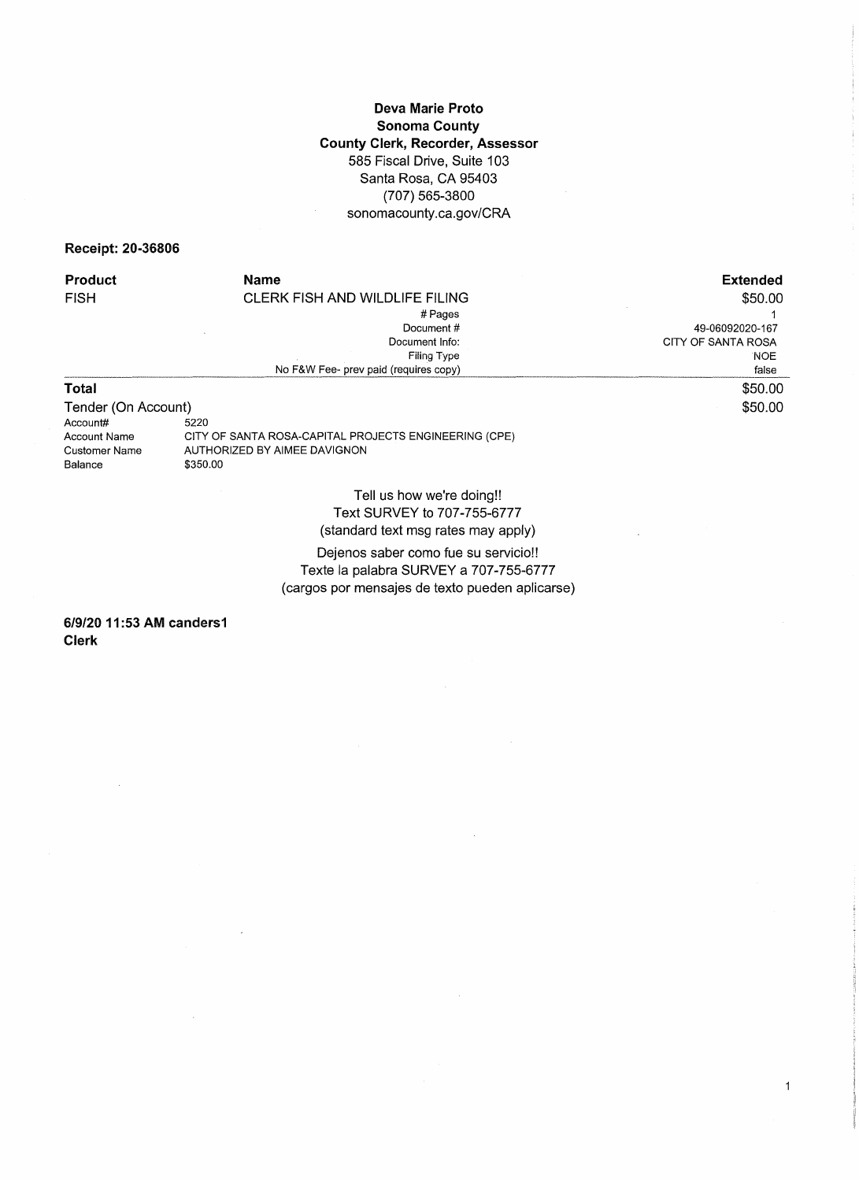**Deva Marie Proto**
**Sonoma County**
**County Clerk, Recorder, Assessor**
585 Fiscal Drive, Suite 103
Santa Rosa, CA 95403
(707) 565-3800
sonomacounty.ca.gov/CRA

**Receipt: 20-36806**

| **Product** | **Name** | **Extended** |
|---|---|---|
| FISH | CLERK FISH AND WILDLIFE FILING | $50.00 |
| | # Pages | 1 |
| | Document # | 49-06092020-167 |
| | Document Info: | CITY OF SANTA ROSA |
| | Filing Type | NOE |
| | No F&W Fee- prev paid (requires copy) | false |
| **Total** | | $50.00 |
| Tender (On Account) | | $50.00 |

| | |
|---|---|
| Account# | 5220 |
| Account Name | CITY OF SANTA ROSA-CAPITAL PROJECTS ENGINEERING (CPE) |
| Customer Name | AUTHORIZED BY AIMEE DAVIGNON |
| Balance | $350.00 |

Tell us how we're doing!!
Text SURVEY to 707-755-6777
(standard text msg rates may apply)

Dejenos saber como fue su servicio!!
Texte la palabra SURVEY a 707-755-6777
(cargos por mensajes de texto pueden aplicarse)

**6/9/20 11:53 AM canders1**
**Clerk**